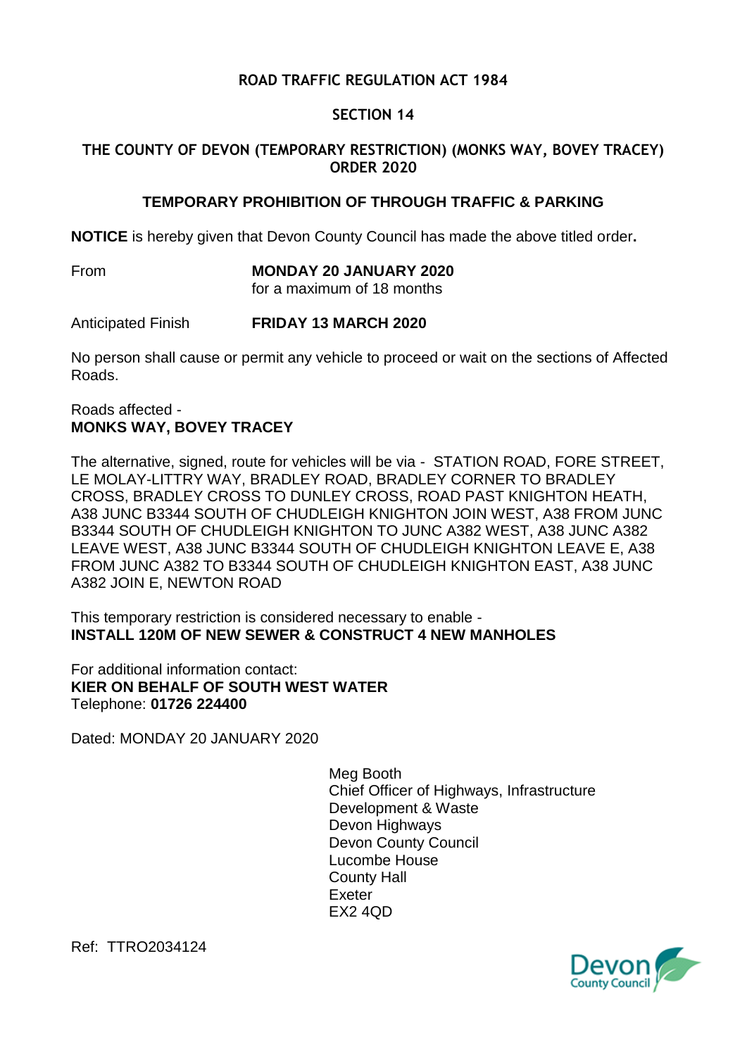# ROAD TRAFFIC REGULATION ACT 1984

## SECTION 14

## THE COUNTY OF DEVON (TEMPORARY RESTRICTION) (MONKS WAY, BOVEY TRACEY) ORDER 2020

### TEMPORARY PROHIBITION OF THROUGH TRAFFIC & PARKING

**NOTICE** is hereby given that Devon County Council has made the above titled order**.**

From **MONDAY 20 JANUARY 2020**
for a maximum of 18 months

Anticipated Finish **FRIDAY 13 MARCH 2020**

No person shall cause or permit any vehicle to proceed or wait on the sections of Affected Roads.

Roads affected -
**MONKS WAY, BOVEY TRACEY**

The alternative, signed, route for vehicles will be via - STATION ROAD, FORE STREET, LE MOLAY-LITTRY WAY, BRADLEY ROAD, BRADLEY CORNER TO BRADLEY CROSS, BRADLEY CROSS TO DUNLEY CROSS, ROAD PAST KNIGHTON HEATH, A38 JUNC B3344 SOUTH OF CHUDLEIGH KNIGHTON JOIN WEST, A38 FROM JUNC B3344 SOUTH OF CHUDLEIGH KNIGHTON TO JUNC A382 WEST, A38 JUNC A382 LEAVE WEST, A38 JUNC B3344 SOUTH OF CHUDLEIGH KNIGHTON LEAVE E, A38 FROM JUNC A382 TO B3344 SOUTH OF CHUDLEIGH KNIGHTON EAST, A38 JUNC A382 JOIN E, NEWTON ROAD

This temporary restriction is considered necessary to enable -
**INSTALL 120M OF NEW SEWER & CONSTRUCT 4 NEW MANHOLES**

For additional information contact:
**KIER ON BEHALF OF SOUTH WEST WATER**
Telephone: **01726 224400**

Dated: MONDAY 20 JANUARY 2020

Meg Booth
Chief Officer of Highways, Infrastructure Development & Waste
Devon Highways
Devon County Council
Lucombe House
County Hall
Exeter
EX2 4QD

Ref: TTRO2034124

Devon County Council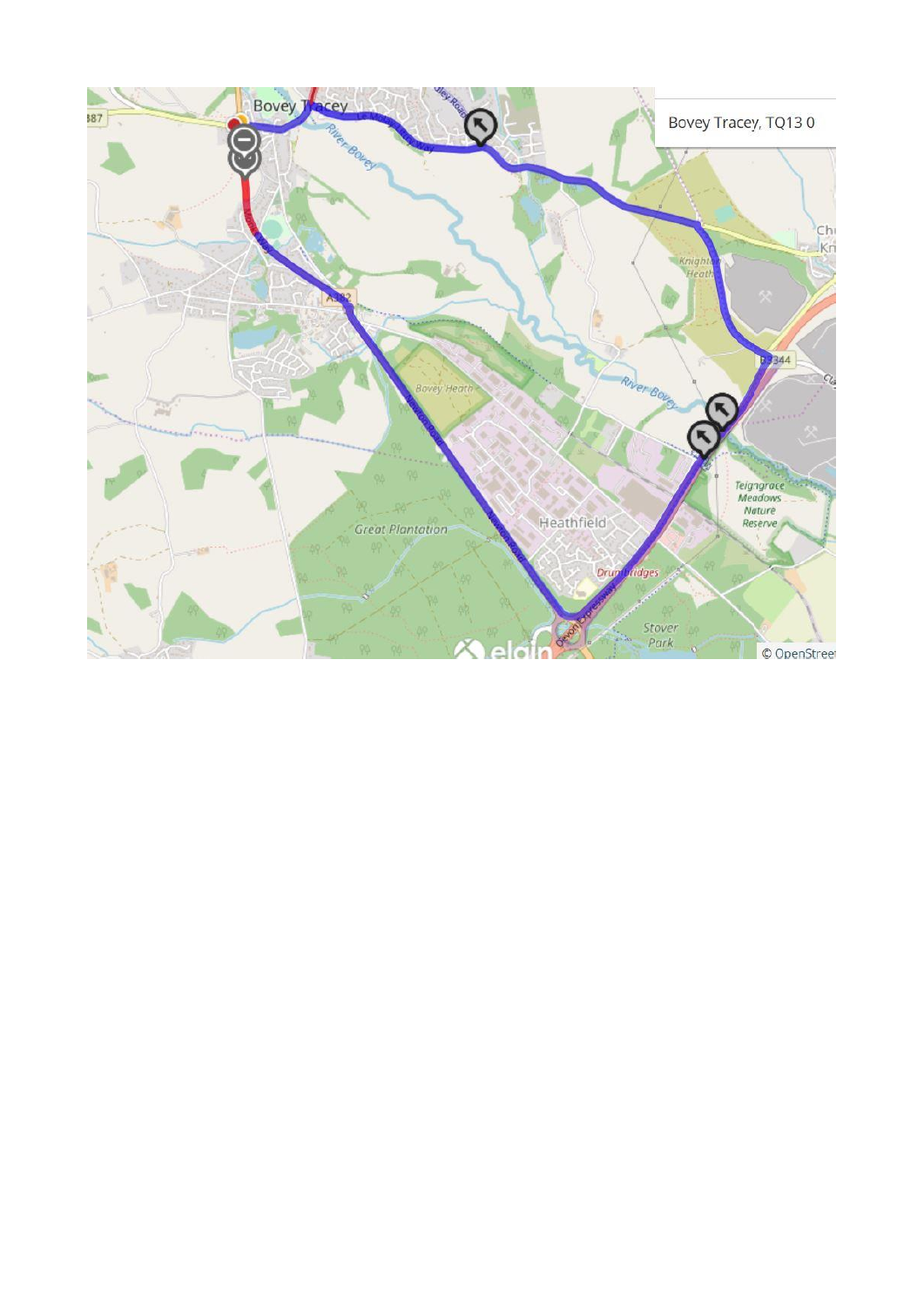Bovey Tracey, TQ13 0